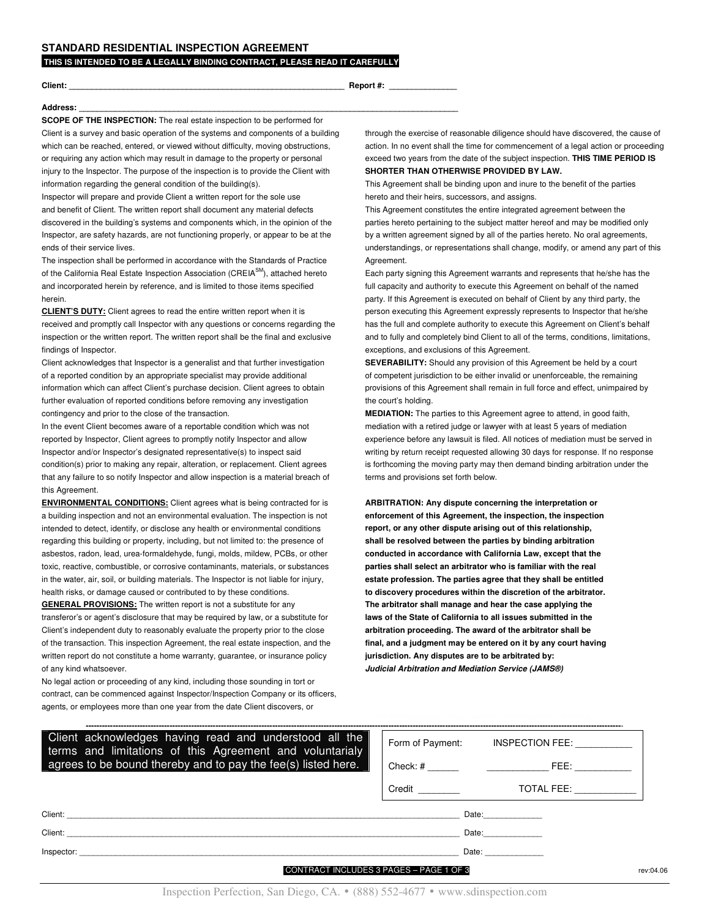## STANDARD RESIDENTIAL INSPECTION AGREEMENT

**THIS IS INTENDED TO BE A LEGALLY BINDING CONTRACT, PLEASE READ IT CAREFULLY**

**Client:** ______________________________________________________________ **Report #:** ______________

**Address:** ______________________________________________________________________________________

**SCOPE OF THE INSPECTION:** The real estate inspection to be performed for Client is a survey and basic operation of the systems and components of a building which can be reached, entered, or viewed without difficulty, moving obstructions, or requiring any action which may result in damage to the property or personal injury to the Inspector. The purpose of the inspection is to provide the Client with information regarding the general condition of the building(s).

Inspector will prepare and provide Client a written report for the sole use and benefit of Client. The written report shall document any material defects discovered in the building's systems and components which, in the opinion of the Inspector, are safety hazards, are not functioning properly, or appear to be at the ends of their service lives.

The inspection shall be performed in accordance with the Standards of Practice of the California Real Estate Inspection Association (CREIA[SM]), attached hereto and incorporated herein by reference, and is limited to those items specified herein.

**CLIENT'S DUTY:** Client agrees to read the entire written report when it is received and promptly call Inspector with any questions or concerns regarding the inspection or the written report. The written report shall be the final and exclusive findings of Inspector.

Client acknowledges that Inspector is a generalist and that further investigation of a reported condition by an appropriate specialist may provide additional information which can affect Client's purchase decision. Client agrees to obtain further evaluation of reported conditions before removing any investigation contingency and prior to the close of the transaction.

In the event Client becomes aware of a reportable condition which was not reported by Inspector, Client agrees to promptly notify Inspector and allow Inspector and/or Inspector's designated representative(s) to inspect said condition(s) prior to making any repair, alteration, or replacement. Client agrees that any failure to so notify Inspector and allow inspection is a material breach of this Agreement.

**ENVIRONMENTAL CONDITIONS:** Client agrees what is being contracted for is a building inspection and not an environmental evaluation. The inspection is not intended to detect, identify, or disclose any health or environmental conditions regarding this building or property, including, but not limited to: the presence of asbestos, radon, lead, urea-formaldehyde, fungi, molds, mildew, PCBs, or other toxic, reactive, combustible, or corrosive contaminants, materials, or substances in the water, air, soil, or building materials. The Inspector is not liable for injury, health risks, or damage caused or contributed to by these conditions.

**GENERAL PROVISIONS:** The written report is not a substitute for any transferor's or agent's disclosure that may be required by law, or a substitute for Client's independent duty to reasonably evaluate the property prior to the close of the transaction. This inspection Agreement, the real estate inspection, and the written report do not constitute a home warranty, guarantee, or insurance policy of any kind whatsoever.

No legal action or proceeding of any kind, including those sounding in tort or contract, can be commenced against Inspector/Inspection Company or its officers, agents, or employees more than one year from the date Client discovers, or through the exercise of reasonable diligence should have discovered, the cause of action. In no event shall the time for commencement of a legal action or proceeding exceed two years from the date of the subject inspection. **THIS TIME PERIOD IS SHORTER THAN OTHERWISE PROVIDED BY LAW.**

This Agreement shall be binding upon and inure to the benefit of the parties hereto and their heirs, successors, and assigns.

This Agreement constitutes the entire integrated agreement between the parties hereto pertaining to the subject matter hereof and may be modified only by a written agreement signed by all of the parties hereto. No oral agreements, understandings, or representations shall change, modify, or amend any part of this Agreement.

Each party signing this Agreement warrants and represents that he/she has the full capacity and authority to execute this Agreement on behalf of the named party. If this Agreement is executed on behalf of Client by any third party, the person executing this Agreement expressly represents to Inspector that he/she has the full and complete authority to execute this Agreement on Client's behalf and to fully and completely bind Client to all of the terms, conditions, limitations, exceptions, and exclusions of this Agreement.

**SEVERABILITY:** Should any provision of this Agreement be held by a court of competent jurisdiction to be either invalid or unenforceable, the remaining provisions of this Agreement shall remain in full force and effect, unimpaired by the court's holding.

**MEDIATION:** The parties to this Agreement agree to attend, in good faith, mediation with a retired judge or lawyer with at least 5 years of mediation experience before any lawsuit is filed. All notices of mediation must be served in writing by return receipt requested allowing 30 days for response. If no response is forthcoming the moving party may then demand binding arbitration under the terms and provisions set forth below.

**ARBITRATION: Any dispute concerning the interpretation or enforcement of this Agreement, the inspection, the inspection report, or any other dispute arising out of this relationship, shall be resolved between the parties by binding arbitration conducted in accordance with California Law, except that the parties shall select an arbitrator who is familiar with the real estate profession. The parties agree that they shall be entitled to discovery procedures within the discretion of the arbitrator. The arbitrator shall manage and hear the case applying the laws of the State of California to all issues submitted in the arbitration proceeding. The award of the arbitrator shall be final, and a judgment may be entered on it by any court having jurisdiction. Any disputes are to be arbitrated by:**
***Judicial Arbitration and Mediation Service (JAMS®)***

---

**Client acknowledges having read and understood all the terms and limitations of this Agreement and voluntarialy agrees to be bound thereby and to pay the fee(s) listed here.**

| | |
|---|---|
| Form of Payment: | INSPECTION FEE: ___________ |
| Check: # ______ | ____________ FEE: ___________ |
| Credit ________ | TOTAL FEE: ____________ |

Client: ______________________________________________________________________ Date:_____________

Client: ______________________________________________________________________ Date:_____________

Inspector: ____________________________________________________________________ Date: _____________

CONTRACT INCLUDES 3 PAGES – PAGE 1 OF 3

rev:04.06

Inspection Perfection, San Diego, CA. • (888) 552-4677 • www.sdinspection.com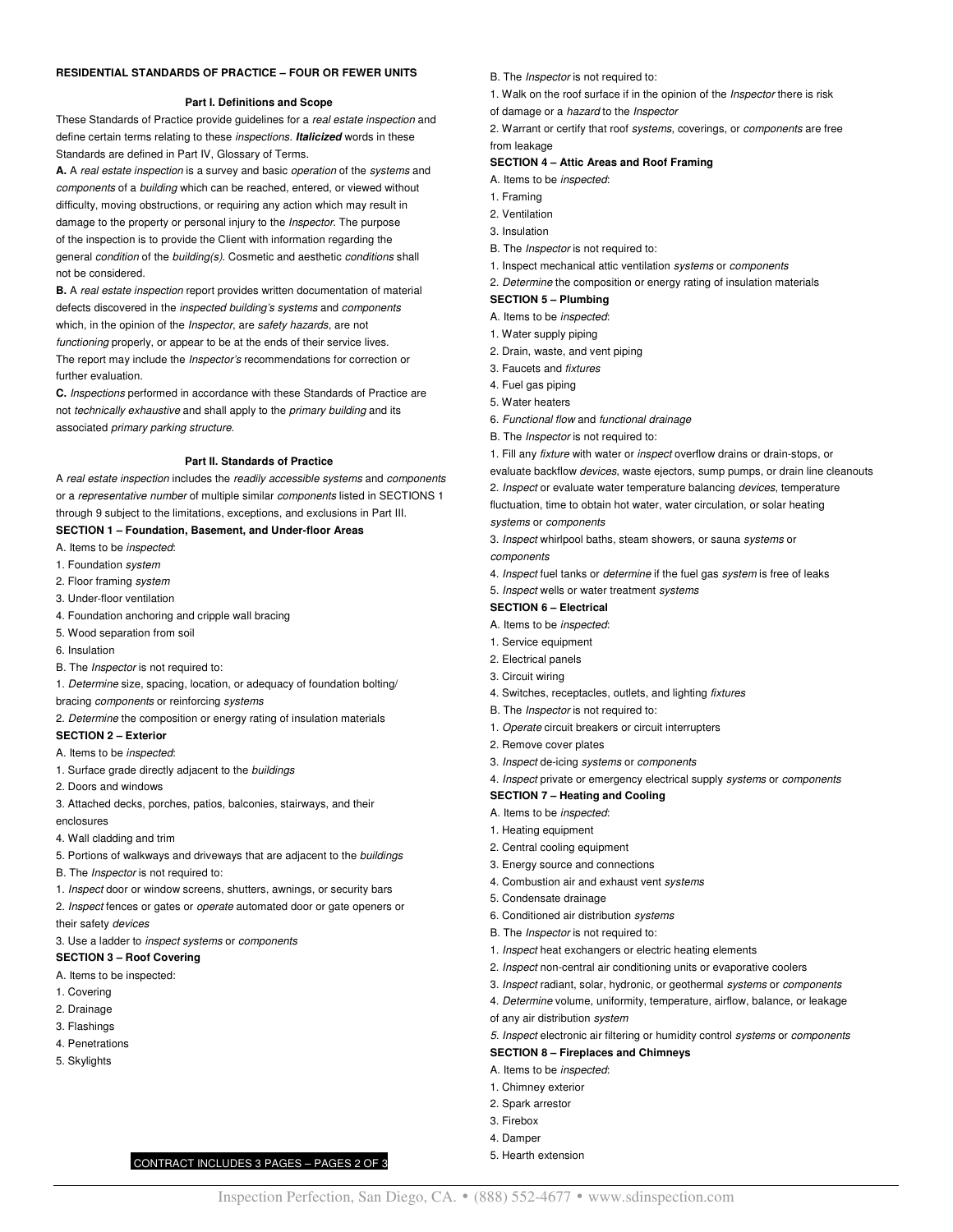**RESIDENTIAL STANDARDS OF PRACTICE – FOUR OR FEWER UNITS**

**Part I. Definitions and Scope**

These Standards of Practice provide guidelines for a *real estate inspection* and define certain terms relating to these *inspections*. ***Italicized*** words in these Standards are defined in Part IV, Glossary of Terms.

**A.** A *real estate inspection* is a survey and basic *operation* of the *systems* and *components* of a *building* which can be reached, entered, or viewed without difficulty, moving obstructions, or requiring any action which may result in damage to the property or personal injury to the *Inspector*. The purpose of the inspection is to provide the Client with information regarding the general *condition* of the *building(s)*. Cosmetic and aesthetic *conditions* shall not be considered.

**B.** A *real estate inspection* report provides written documentation of material defects discovered in the *inspected building's systems* and *components* which, in the opinion of the *Inspector*, are *safety hazards*, are not *functioning* properly, or appear to be at the ends of their service lives. The report may include the *Inspector's* recommendations for correction or further evaluation.

**C.** *Inspections* performed in accordance with these Standards of Practice are not *technically exhaustive* and shall apply to the *primary building* and its associated *primary parking structure*.

**Part II. Standards of Practice**

A *real estate inspection* includes the *readily accessible systems* and *components* or a *representative number* of multiple similar *components* listed in SECTIONS 1 through 9 subject to the limitations, exceptions, and exclusions in Part III.

**SECTION 1 – Foundation, Basement, and Under-floor Areas**

A. Items to be *inspected*:

1. Foundation *system*
2. Floor framing *system*
3. Under-floor ventilation
4. Foundation anchoring and cripple wall bracing
5. Wood separation from soil
6. Insulation

B. The *Inspector* is not required to:

1. *Determine* size, spacing, location, or adequacy of foundation bolting/bracing *components* or reinforcing *systems*
2. *Determine* the composition or energy rating of insulation materials

**SECTION 2 – Exterior**

A. Items to be *inspected*:

1. Surface grade directly adjacent to the *buildings*
2. Doors and windows
3. Attached decks, porches, patios, balconies, stairways, and their enclosures
4. Wall cladding and trim
5. Portions of walkways and driveways that are adjacent to the *buildings*

B. The *Inspector* is not required to:

1. *Inspect* door or window screens, shutters, awnings, or security bars
2. *Inspect* fences or gates or *operate* automated door or gate openers or their safety *devices*
3. Use a ladder to *inspect systems* or *components*

**SECTION 3 – Roof Covering**

A. Items to be inspected:

1. Covering
2. Drainage
3. Flashings
4. Penetrations
5. Skylights

B. The *Inspector* is not required to:

1. Walk on the roof surface if in the opinion of the *Inspector* there is risk of damage or a *hazard* to the *Inspector*
2. Warrant or certify that roof *systems*, coverings, or *components* are free from leakage

**SECTION 4 – Attic Areas and Roof Framing**

A. Items to be *inspected*:

1. Framing
2. Ventilation
3. Insulation

B. The *Inspector* is not required to:

1. Inspect mechanical attic ventilation *systems* or *components*
2. *Determine* the composition or energy rating of insulation materials

**SECTION 5 – Plumbing**

A. Items to be *inspected*:

1. Water supply piping
2. Drain, waste, and vent piping
3. Faucets and *fixtures*
4. Fuel gas piping
5. Water heaters
6. *Functional flow* and *functional drainage*

B. The *Inspector* is not required to:

1. Fill any *fixture* with water or *inspect* overflow drains or drain-stops, or evaluate backflow *devices*, waste ejectors, sump pumps, or drain line cleanouts
2. *Inspect* or evaluate water temperature balancing *devices*, temperature fluctuation, time to obtain hot water, water circulation, or solar heating *systems* or *components*
3. *Inspect* whirlpool baths, steam showers, or sauna *systems* or *components*
4. *Inspect* fuel tanks or *determine* if the fuel gas *system* is free of leaks
5. *Inspect* wells or water treatment *systems*

**SECTION 6 – Electrical**

A. Items to be *inspected*:

1. Service equipment
2. Electrical panels
3. Circuit wiring
4. Switches, receptacles, outlets, and lighting *fixtures*

B. The *Inspector* is not required to:

1. *Operate* circuit breakers or circuit interrupters
2. Remove cover plates
3. *Inspect* de-icing *systems* or *components*
4. *Inspect* private or emergency electrical supply *systems* or *components*

**SECTION 7 – Heating and Cooling**

A. Items to be *inspected*:

1. Heating equipment
2. Central cooling equipment
3. Energy source and connections
4. Combustion air and exhaust vent *systems*
5. Condensate drainage
6. Conditioned air distribution *systems*

B. The *Inspector* is not required to:

1. *Inspect* heat exchangers or electric heating elements
2. *Inspect* non-central air conditioning units or evaporative coolers
3. *Inspect* radiant, solar, hydronic, or geothermal *systems* or *components*
4. *Determine* volume, uniformity, temperature, airflow, balance, or leakage of any air distribution *system*
5. *Inspect* electronic air filtering or humidity control *systems* or *components*

**SECTION 8 – Fireplaces and Chimneys**

A. Items to be *inspected*:

1. Chimney exterior
2. Spark arrestor
3. Firebox
4. Damper
5. Hearth extension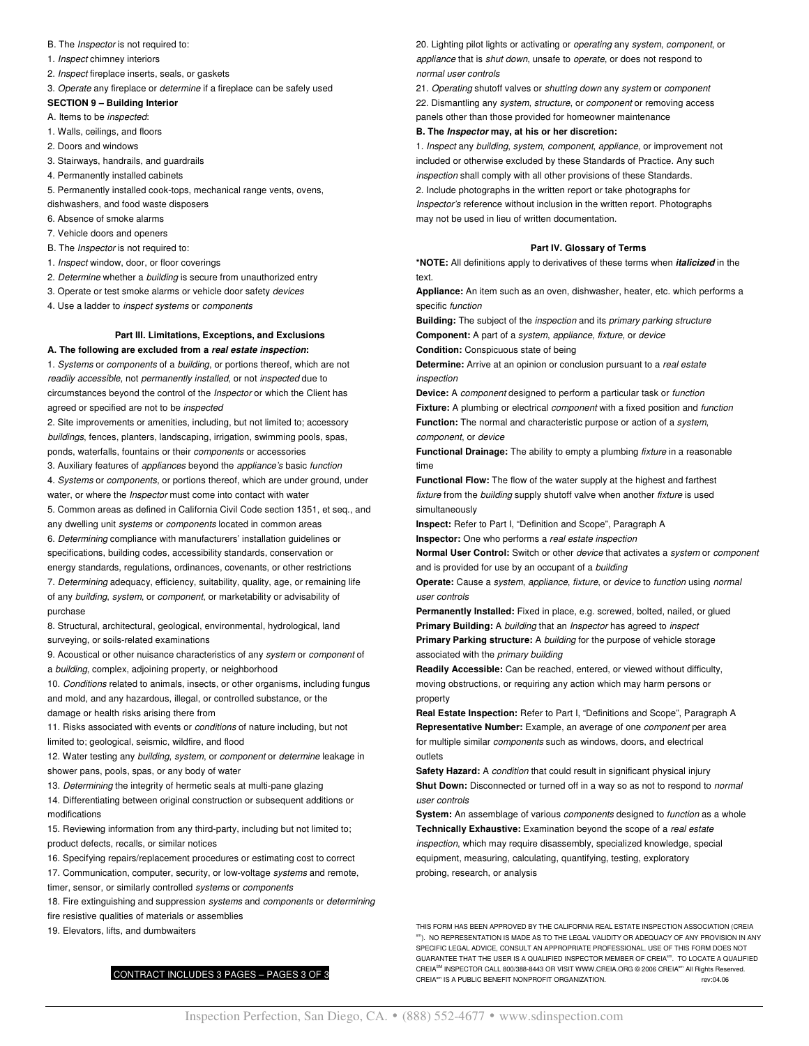B. The *Inspector* is not required to:

1. *Inspect* chimney interiors
2. *Inspect* fireplace inserts, seals, or gaskets
3. *Operate* any fireplace or *determine* if a fireplace can be safely used

**SECTION 9 – Building Interior**

A. Items to be *inspected*:

1. Walls, ceilings, and floors
2. Doors and windows
3. Stairways, handrails, and guardrails
4. Permanently installed cabinets
5. Permanently installed cook-tops, mechanical range vents, ovens, dishwashers, and food waste disposers
6. Absence of smoke alarms
7. Vehicle doors and openers

B. The *Inspector* is not required to:

1. *Inspect* window, door, or floor coverings
2. *Determine* whether a *building* is secure from unauthorized entry
3. Operate or test smoke alarms or vehicle door safety *devices*
4. Use a ladder to *inspect systems* or *components*

## Part III. Limitations, Exceptions, and Exclusions

**A. The following are excluded from a *real estate inspection*:**

1. *Systems* or *components* of a *building*, or portions thereof, which are not *readily accessible*, not *permanently installed*, or not *inspected* due to circumstances beyond the control of the *Inspector* or which the Client has agreed or specified are not to be *inspected*
2. Site improvements or amenities, including, but not limited to; accessory *buildings*, fences, planters, landscaping, irrigation, swimming pools, spas, ponds, waterfalls, fountains or their *components* or accessories
3. Auxiliary features of *appliances* beyond the *appliance's* basic *function*
4. *Systems* or *components*, or portions thereof, which are under ground, under water, or where the *Inspector* must come into contact with water
5. Common areas as defined in California Civil Code section 1351, et seq., and any dwelling unit *systems* or *components* located in common areas
6. *Determining* compliance with manufacturers' installation guidelines or specifications, building codes, accessibility standards, conservation or energy standards, regulations, ordinances, covenants, or other restrictions
7. *Determining* adequacy, efficiency, suitability, quality, age, or remaining life of any *building*, *system*, or *component*, or marketability or advisability of purchase
8. Structural, architectural, geological, environmental, hydrological, land surveying, or soils-related examinations
9. Acoustical or other nuisance characteristics of any *system* or *component* of a *building*, complex, adjoining property, or neighborhood
10. *Conditions* related to animals, insects, or other organisms, including fungus and mold, and any hazardous, illegal, or controlled substance, or the damage or health risks arising there from
11. Risks associated with events or *conditions* of nature including, but not limited to; geological, seismic, wildfire, and flood
12. Water testing any *building*, *system*, or *component* or *determine* leakage in shower pans, pools, spas, or any body of water
13. *Determining* the integrity of hermetic seals at multi-pane glazing
14. Differentiating between original construction or subsequent additions or modifications
15. Reviewing information from any third-party, including but not limited to; product defects, recalls, or similar notices
16. Specifying repairs/replacement procedures or estimating cost to correct
17. Communication, computer, security, or low-voltage *systems* and remote, timer, sensor, or similarly controlled *systems* or *components*
18. Fire extinguishing and suppression *systems* and *components* or *determining* fire resistive qualities of materials or assemblies
19. Elevators, lifts, and dumbwaiters
20. Lighting pilot lights or activating or *operating* any *system*, *component*, or *appliance* that is *shut down*, unsafe to *operate*, or does not respond to *normal user controls*
21. *Operating* shutoff valves or *shutting down* any *system* or *component*
22. Dismantling any *system*, *structure*, or *component* or removing access panels other than those provided for homeowner maintenance

**B. The *Inspector* may, at his or her discretion:**

1. *Inspect* any *building*, *system*, *component*, *appliance*, or improvement not included or otherwise excluded by these Standards of Practice. Any such *inspection* shall comply with all other provisions of these Standards.
2. Include photographs in the written report or take photographs for *Inspector's* reference without inclusion in the written report. Photographs may not be used in lieu of written documentation.

CONTRACT INCLUDES 3 PAGES – PAGES 3 OF 3

## Part IV. Glossary of Terms

***NOTE:** All definitions apply to derivatives of these terms when ***italicized*** in the text.

**Appliance:** An item such as an oven, dishwasher, heater, etc. which performs a specific *function*

**Building:** The subject of the *inspection* and its *primary parking structure*

**Component:** A part of a *system*, *appliance*, *fixture*, or *device*

**Condition:** Conspicuous state of being

**Determine:** Arrive at an opinion or conclusion pursuant to a *real estate inspection*

**Device:** A *component* designed to perform a particular task or *function*

**Fixture:** A plumbing or electrical *component* with a fixed position and *function*

**Function:** The normal and characteristic purpose or action of a *system*, *component*, or *device*

**Functional Drainage:** The ability to empty a plumbing *fixture* in a reasonable time

**Functional Flow:** The flow of the water supply at the highest and farthest *fixture* from the *building* supply shutoff valve when another *fixture* is used simultaneously

**Inspect:** Refer to Part I, "Definition and Scope", Paragraph A

**Inspector:** One who performs a *real estate inspection*

**Normal User Control:** Switch or other *device* that activates a *system* or *component* and is provided for use by an occupant of a *building*

**Operate:** Cause a *system*, *appliance*, *fixture*, or *device* to *function* using *normal user controls*

**Permanently Installed:** Fixed in place, e.g. screwed, bolted, nailed, or glued

**Primary Building:** A *building* that an *Inspector* has agreed to *inspect*

**Primary Parking structure:** A *building* for the purpose of vehicle storage associated with the *primary building*

**Readily Accessible:** Can be reached, entered, or viewed without difficulty, moving obstructions, or requiring any action which may harm persons or property

**Real Estate Inspection:** Refer to Part I, "Definitions and Scope", Paragraph A

**Representative Number:** Example, an average of one *component* per area for multiple similar *components* such as windows, doors, and electrical outlets

**Safety Hazard:** A *condition* that could result in significant physical injury

**Shut Down:** Disconnected or turned off in a way so as not to respond to *normal user controls*

**System:** An assemblage of various *components* designed to *function* as a whole

**Technically Exhaustive:** Examination beyond the scope of a *real estate inspection*, which may require disassembly, specialized knowledge, special equipment, measuring, calculating, quantifying, testing, exploratory probing, research, or analysis

THIS FORM HAS BEEN APPROVED BY THE CALIFORNIA REAL ESTATE INSPECTION ASSOCIATION (CREIA℠). NO REPRESENTATION IS MADE AS TO THE LEGAL VALIDITY OR ADEQUACY OF ANY PROVISION IN ANY SPECIFIC LEGAL ADVICE, CONSULT AN APPROPRIATE PROFESSIONAL. USE OF THIS FORM DOES NOT GUARANTEE THAT THE USER IS A QUALIFIED INSPECTOR MEMBER OF CREIA℠. TO LOCATE A QUALIFIED CREIA℠ INSPECTOR CALL 800/388-8443 OR VISIT WWW.CREIA.ORG © 2006 CREIA℠ All Rights Reserved. CREIA℠ IS A PUBLIC BENEFIT NONPROFIT ORGANIZATION. rev:04.06

Inspection Perfection, San Diego, CA. • (888) 552-4677 • www.sdinspection.com